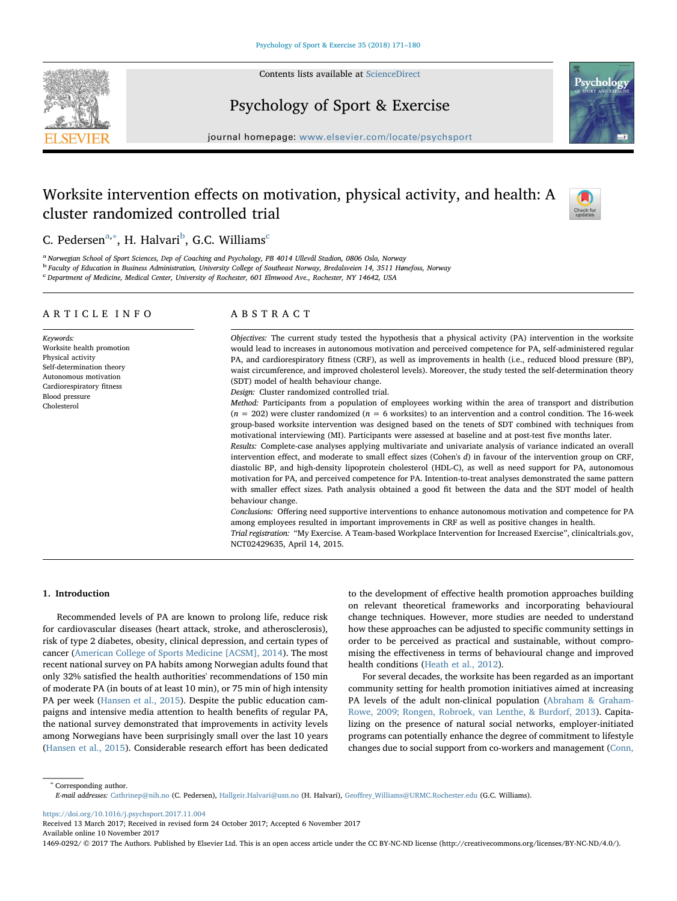# Worksite intervention effects on motivation, physical activity, and health: A cluster randomized controlled trial

C. Pedersen[a,*], H. Halvari[b], G.C. Williams[c]

[a] Norwegian School of Sport Sciences, Dep of Coaching and Psychology, PB 4014 Ullevål Stadion, 0806 Oslo, Norway
[b] Faculty of Education in Business Administration, University College of Southeast Norway, Bredalsveien 14, 3511 Hønefoss, Norway
[c] Department of Medicine, Medical Center, University of Rochester, 601 Elmwood Ave., Rochester, NY 14642, USA

## ARTICLE INFO

*Keywords:*
Worksite health promotion
Physical activity
Self-determination theory
Autonomous motivation
Cardiorespiratory fitness
Blood pressure
Cholesterol

## ABSTRACT

*Objectives:* The current study tested the hypothesis that a physical activity (PA) intervention in the worksite would lead to increases in autonomous motivation and perceived competence for PA, self-administered regular PA, and cardiorespiratory fitness (CRF), as well as improvements in health (i.e., reduced blood pressure (BP), waist circumference, and improved cholesterol levels). Moreover, the study tested the self-determination theory (SDT) model of health behaviour change.

*Design:* Cluster randomized controlled trial.

*Method:* Participants from a population of employees working within the area of transport and distribution ($n = 202$) were cluster randomized ($n = 6$ worksites) to an intervention and a control condition. The 16-week group-based worksite intervention was designed based on the tenets of SDT combined with techniques from motivational interviewing (MI). Participants were assessed at baseline and at post-test five months later.

*Results:* Complete-case analyses applying multivariate and univariate analysis of variance indicated an overall intervention effect, and moderate to small effect sizes (Cohen's *d*) in favour of the intervention group on CRF, diastolic BP, and high-density lipoprotein cholesterol (HDL-C), as well as need support for PA, autonomous motivation for PA, and perceived competence for PA. Intention-to-treat analyses demonstrated the same pattern with smaller effect sizes. Path analysis obtained a good fit between the data and the SDT model of health behaviour change.

*Conclusions:* Offering need supportive interventions to enhance autonomous motivation and competence for PA among employees resulted in important improvements in CRF as well as positive changes in health.

*Trial registration:* "My Exercise. A Team-based Workplace Intervention for Increased Exercise", clinicaltrials.gov, NCT02429635, April 14, 2015.

## 1. Introduction

Recommended levels of PA are known to prolong life, reduce risk for cardiovascular diseases (heart attack, stroke, and atherosclerosis), risk of type 2 diabetes, obesity, clinical depression, and certain types of cancer (American College of Sports Medicine [ACSM], 2014). The most recent national survey on PA habits among Norwegian adults found that only 32% satisfied the health authorities' recommendations of 150 min of moderate PA (in bouts of at least 10 min), or 75 min of high intensity PA per week (Hansen et al., 2015). Despite the public education campaigns and intensive media attention to health benefits of regular PA, the national survey demonstrated that improvements in activity levels among Norwegians have been surprisingly small over the last 10 years (Hansen et al., 2015). Considerable research effort has been dedicated to the development of effective health promotion approaches building on relevant theoretical frameworks and incorporating behavioural change techniques. However, more studies are needed to understand how these approaches can be adjusted to specific community settings in order to be perceived as practical and sustainable, without compromising the effectiveness in terms of behavioural change and improved health conditions (Heath et al., 2012).

For several decades, the worksite has been regarded as an important community setting for health promotion initiatives aimed at increasing PA levels of the adult non-clinical population (Abraham & Graham-Rowe, 2009; Rongen, Robroek, van Lenthe, & Burdorf, 2013). Capitalizing on the presence of natural social networks, employer-initiated programs can potentially enhance the degree of commitment to lifestyle changes due to social support from co-workers and management (Conn,

* Corresponding author.
*E-mail addresses:* Cathrinep@nih.no (C. Pedersen), Hallgeir.Halvari@usn.no (H. Halvari), Geoffrey_Williams@URMC.Rochester.edu (G.C. Williams).

https://doi.org/10.1016/j.psychsport.2017.11.004
Received 13 March 2017; Received in revised form 24 October 2017; Accepted 6 November 2017
Available online 10 November 2017
1469-0292/ © 2017 The Authors. Published by Elsevier Ltd. This is an open access article under the CC BY-NC-ND license (http://creativecommons.org/licenses/BY-NC-ND/4.0/).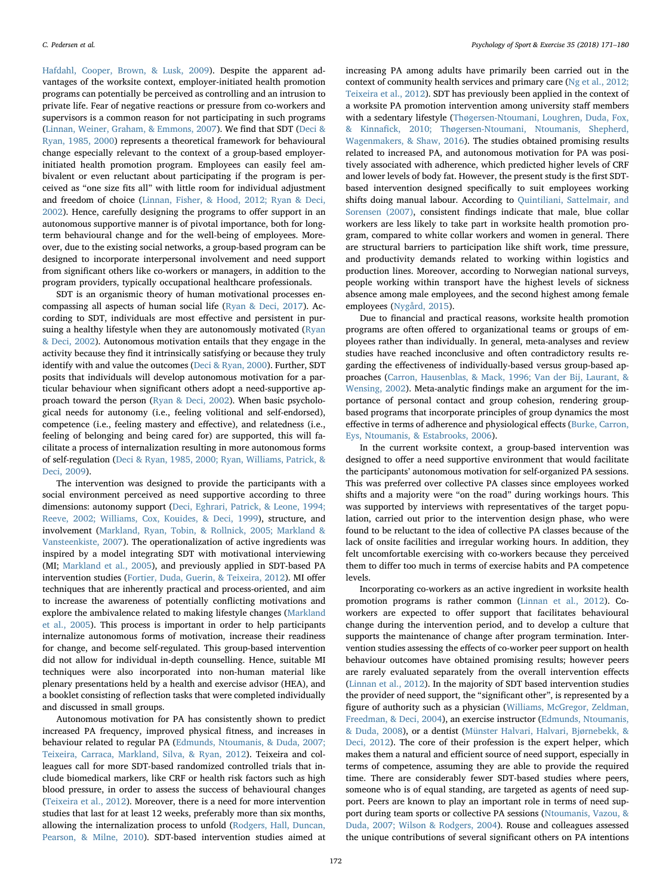Hafdahl, Cooper, Brown, & Lusk, 2009). Despite the apparent advantages of the worksite context, employer-initiated health promotion programs can potentially be perceived as controlling and an intrusion to private life. Fear of negative reactions or pressure from co-workers and supervisors is a common reason for not participating in such programs (Linnan, Weiner, Graham, & Emmons, 2007). We find that SDT (Deci & Ryan, 1985, 2000) represents a theoretical framework for behavioural change especially relevant to the context of a group-based employer-initiated health promotion program. Employees can easily feel ambivalent or even reluctant about participating if the program is perceived as "one size fits all" with little room for individual adjustment and freedom of choice (Linnan, Fisher, & Hood, 2012; Ryan & Deci, 2002). Hence, carefully designing the programs to offer support in an autonomous supportive manner is of pivotal importance, both for long-term behavioural change and for the well-being of employees. Moreover, due to the existing social networks, a group-based program can be designed to incorporate interpersonal involvement and need support from significant others like co-workers or managers, in addition to the program providers, typically occupational healthcare professionals.

SDT is an organismic theory of human motivational processes encompassing all aspects of human social life (Ryan & Deci, 2017). According to SDT, individuals are most effective and persistent in pursuing a healthy lifestyle when they are autonomously motivated (Ryan & Deci, 2002). Autonomous motivation entails that they engage in the activity because they find it intrinsically satisfying or because they truly identify with and value the outcomes (Deci & Ryan, 2000). Further, SDT posits that individuals will develop autonomous motivation for a particular behaviour when significant others adopt a need-supportive approach toward the person (Ryan & Deci, 2002). When basic psychological needs for autonomy (i.e., feeling volitional and self-endorsed), competence (i.e., feeling mastery and effective), and relatedness (i.e., feeling of belonging and being cared for) are supported, this will facilitate a process of internalization resulting in more autonomous forms of self-regulation (Deci & Ryan, 1985, 2000; Ryan, Williams, Patrick, & Deci, 2009).

The intervention was designed to provide the participants with a social environment perceived as need supportive according to three dimensions: autonomy support (Deci, Eghrari, Patrick, & Leone, 1994; Reeve, 2002; Williams, Cox, Kouides, & Deci, 1999), structure, and involvement (Markland, Ryan, Tobin, & Rollnick, 2005; Markland & Vansteenkiste, 2007). The operationalization of active ingredients was inspired by a model integrating SDT with motivational interviewing (MI; Markland et al., 2005), and previously applied in SDT-based PA intervention studies (Fortier, Duda, Guerin, & Teixeira, 2012). MI offer techniques that are inherently practical and process-oriented, and aim to increase the awareness of potentially conflicting motivations and explore the ambivalence related to making lifestyle changes (Markland et al., 2005). This process is important in order to help participants internalize autonomous forms of motivation, increase their readiness for change, and become self-regulated. This group-based intervention did not allow for individual in-depth counselling. Hence, suitable MI techniques were also incorporated into non-human material like plenary presentations held by a health and exercise advisor (HEA), and a booklet consisting of reflection tasks that were completed individually and discussed in small groups.

Autonomous motivation for PA has consistently shown to predict increased PA frequency, improved physical fitness, and increases in behaviour related to regular PA (Edmunds, Ntoumanis, & Duda, 2007; Teixeira, Carraca, Markland, Silva, & Ryan, 2012). Teixeira and colleagues call for more SDT-based randomized controlled trials that include biomedical markers, like CRF or health risk factors such as high blood pressure, in order to assess the success of behavioural changes (Teixeira et al., 2012). Moreover, there is a need for more intervention studies that last for at least 12 weeks, preferably more than six months, allowing the internalization process to unfold (Rodgers, Hall, Duncan, Pearson, & Milne, 2010). SDT-based intervention studies aimed at increasing PA among adults have primarily been carried out in the context of community health services and primary care (Ng et al., 2012; Teixeira et al., 2012). SDT has previously been applied in the context of a worksite PA promotion intervention among university staff members with a sedentary lifestyle (Thøgersen-Ntoumani, Loughren, Duda, Fox, & Kinnafick, 2010; Thøgersen-Ntoumani, Ntoumanis, Shepherd, Wagenmakers, & Shaw, 2016). The studies obtained promising results related to increased PA, and autonomous motivation for PA was positively associated with adherence, which predicted higher levels of CRF and lower levels of body fat. However, the present study is the first SDT-based intervention designed specifically to suit employees working shifts doing manual labour. According to Quintiliani, Sattelmair, and Sorensen (2007), consistent findings indicate that male, blue collar workers are less likely to take part in worksite health promotion program, compared to white collar workers and women in general. There are structural barriers to participation like shift work, time pressure, and productivity demands related to working within logistics and production lines. Moreover, according to Norwegian national surveys, people working within transport have the highest levels of sickness absence among male employees, and the second highest among female employees (Nygård, 2015).

Due to financial and practical reasons, worksite health promotion programs are often offered to organizational teams or groups of employees rather than individually. In general, meta-analyses and review studies have reached inconclusive and often contradictory results regarding the effectiveness of individually-based versus group-based approaches (Carron, Hausenblas, & Mack, 1996; Van der Bij, Laurant, & Wensing, 2002). Meta-analytic findings make an argument for the importance of personal contact and group cohesion, rendering group-based programs that incorporate principles of group dynamics the most effective in terms of adherence and physiological effects (Burke, Carron, Eys, Ntoumanis, & Estabrooks, 2006).

In the current worksite context, a group-based intervention was designed to offer a need supportive environment that would facilitate the participants' autonomous motivation for self-organized PA sessions. This was preferred over collective PA classes since employees worked shifts and a majority were "on the road" during workings hours. This was supported by interviews with representatives of the target population, carried out prior to the intervention design phase, who were found to be reluctant to the idea of collective PA classes because of the lack of onsite facilities and irregular working hours. In addition, they felt uncomfortable exercising with co-workers because they perceived them to differ too much in terms of exercise habits and PA competence levels.

Incorporating co-workers as an active ingredient in worksite health promotion programs is rather common (Linnan et al., 2012). Co-workers are expected to offer support that facilitates behavioural change during the intervention period, and to develop a culture that supports the maintenance of change after program termination. Intervention studies assessing the effects of co-worker peer support on health behaviour outcomes have obtained promising results; however peers are rarely evaluated separately from the overall intervention effects (Linnan et al., 2012). In the majority of SDT based intervention studies the provider of need support, the "significant other", is represented by a figure of authority such as a physician (Williams, McGregor, Zeldman, Freedman, & Deci, 2004), an exercise instructor (Edmunds, Ntoumanis, & Duda, 2008), or a dentist (Münster Halvari, Halvari, Bjørnebekk, & Deci, 2012). The core of their profession is the expert helper, which makes them a natural and efficient source of need support, especially in terms of competence, assuming they are able to provide the required time. There are considerably fewer SDT-based studies where peers, someone who is of equal standing, are targeted as agents of need support. Peers are known to play an important role in terms of need support during team sports or collective PA sessions (Ntoumanis, Vazou, & Duda, 2007; Wilson & Rodgers, 2004). Rouse and colleagues assessed the unique contributions of several significant others on PA intentions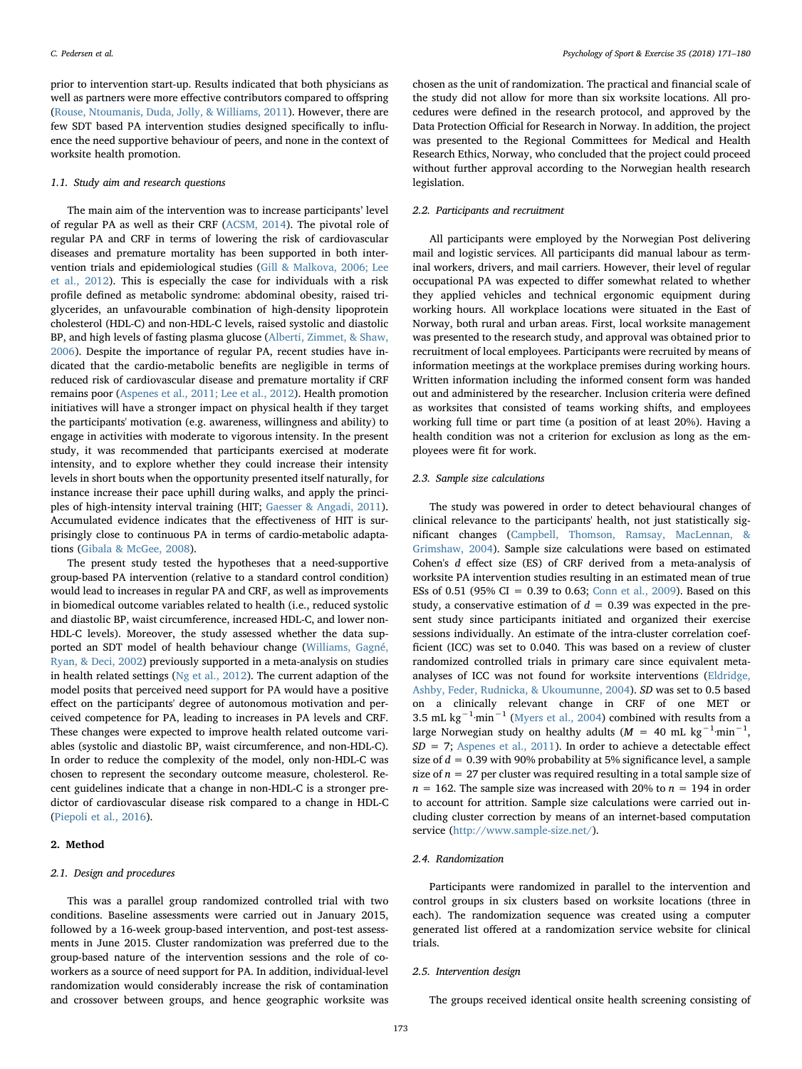prior to intervention start-up. Results indicated that both physicians as well as partners were more effective contributors compared to offspring (Rouse, Ntoumanis, Duda, Jolly, & Williams, 2011). However, there are few SDT based PA intervention studies designed specifically to influence the need supportive behaviour of peers, and none in the context of worksite health promotion.

### 1.1. Study aim and research questions

The main aim of the intervention was to increase participants' level of regular PA as well as their CRF (ACSM, 2014). The pivotal role of regular PA and CRF in terms of lowering the risk of cardiovascular diseases and premature mortality has been supported in both intervention trials and epidemiological studies (Gill & Malkova, 2006; Lee et al., 2012). This is especially the case for individuals with a risk profile defined as metabolic syndrome: abdominal obesity, raised triglycerides, an unfavourable combination of high-density lipoprotein cholesterol (HDL-C) and non-HDL-C levels, raised systolic and diastolic BP, and high levels of fasting plasma glucose (Alberti, Zimmet, & Shaw, 2006). Despite the importance of regular PA, recent studies have indicated that the cardio-metabolic benefits are negligible in terms of reduced risk of cardiovascular disease and premature mortality if CRF remains poor (Aspenes et al., 2011; Lee et al., 2012). Health promotion initiatives will have a stronger impact on physical health if they target the participants' motivation (e.g. awareness, willingness and ability) to engage in activities with moderate to vigorous intensity. In the present study, it was recommended that participants exercised at moderate intensity, and to explore whether they could increase their intensity levels in short bouts when the opportunity presented itself naturally, for instance increase their pace uphill during walks, and apply the principles of high-intensity interval training (HIT; Gaesser & Angadi, 2011). Accumulated evidence indicates that the effectiveness of HIT is surprisingly close to continuous PA in terms of cardio-metabolic adaptations (Gibala & McGee, 2008).

The present study tested the hypotheses that a need-supportive group-based PA intervention (relative to a standard control condition) would lead to increases in regular PA and CRF, as well as improvements in biomedical outcome variables related to health (i.e., reduced systolic and diastolic BP, waist circumference, increased HDL-C, and lower non-HDL-C levels). Moreover, the study assessed whether the data supported an SDT model of health behaviour change (Williams, Gagné, Ryan, & Deci, 2002) previously supported in a meta-analysis on studies in health related settings (Ng et al., 2012). The current adaption of the model posits that perceived need support for PA would have a positive effect on the participants' degree of autonomous motivation and perceived competence for PA, leading to increases in PA levels and CRF. These changes were expected to improve health related outcome variables (systolic and diastolic BP, waist circumference, and non-HDL-C). In order to reduce the complexity of the model, only non-HDL-C was chosen to represent the secondary outcome measure, cholesterol. Recent guidelines indicate that a change in non-HDL-C is a stronger predictor of cardiovascular disease risk compared to a change in HDL-C (Piepoli et al., 2016).

## 2. Method

### 2.1. Design and procedures

This was a parallel group randomized controlled trial with two conditions. Baseline assessments were carried out in January 2015, followed by a 16-week group-based intervention, and post-test assessments in June 2015. Cluster randomization was preferred due to the group-based nature of the intervention sessions and the role of coworkers as a source of need support for PA. In addition, individual-level randomization would considerably increase the risk of contamination and crossover between groups, and hence geographic worksite was chosen as the unit of randomization. The practical and financial scale of the study did not allow for more than six worksite locations. All procedures were defined in the research protocol, and approved by the Data Protection Official for Research in Norway. In addition, the project was presented to the Regional Committees for Medical and Health Research Ethics, Norway, who concluded that the project could proceed without further approval according to the Norwegian health research legislation.

### 2.2. Participants and recruitment

All participants were employed by the Norwegian Post delivering mail and logistic services. All participants did manual labour as terminal workers, drivers, and mail carriers. However, their level of regular occupational PA was expected to differ somewhat related to whether they applied vehicles and technical ergonomic equipment during working hours. All workplace locations were situated in the East of Norway, both rural and urban areas. First, local worksite management was presented to the research study, and approval was obtained prior to recruitment of local employees. Participants were recruited by means of information meetings at the workplace premises during working hours. Written information including the informed consent form was handed out and administered by the researcher. Inclusion criteria were defined as worksites that consisted of teams working shifts, and employees working full time or part time (a position of at least 20%). Having a health condition was not a criterion for exclusion as long as the employees were fit for work.

### 2.3. Sample size calculations

The study was powered in order to detect behavioural changes of clinical relevance to the participants' health, not just statistically significant changes (Campbell, Thomson, Ramsay, MacLennan, & Grimshaw, 2004). Sample size calculations were based on estimated Cohen's $d$ effect size (ES) of CRF derived from a meta-analysis of worksite PA intervention studies resulting in an estimated mean of true ESs of 0.51 (95% CI = 0.39 to 0.63; Conn et al., 2009). Based on this study, a conservative estimation of $d = 0.39$ was expected in the present study since participants initiated and organized their exercise sessions individually. An estimate of the intra-cluster correlation coefficient (ICC) was set to 0.040. This was based on a review of cluster randomized controlled trials in primary care since equivalent meta-analyses of ICC was not found for worksite interventions (Eldridge, Ashby, Feder, Rudnicka, & Ukoumunne, 2004). *SD* was set to 0.5 based on a clinically relevant change in CRF of one MET or 3.5 mL $\text{kg}^{-1}\cdot\text{min}^{-1}$ (Myers et al., 2004) combined with results from a large Norwegian study on healthy adults ($M = 40$ mL $\text{kg}^{-1}\cdot\text{min}^{-1}$, $SD = 7$; Aspenes et al., 2011). In order to achieve a detectable effect size of $d = 0.39$ with 90% probability at 5% significance level, a sample size of $n = 27$ per cluster was required resulting in a total sample size of $n = 162$. The sample size was increased with 20% to $n = 194$ in order to account for attrition. Sample size calculations were carried out including cluster correction by means of an internet-based computation service (http://www.sample-size.net/).

### 2.4. Randomization

Participants were randomized in parallel to the intervention and control groups in six clusters based on worksite locations (three in each). The randomization sequence was created using a computer generated list offered at a randomization service website for clinical trials.

### 2.5. Intervention design

The groups received identical onsite health screening consisting of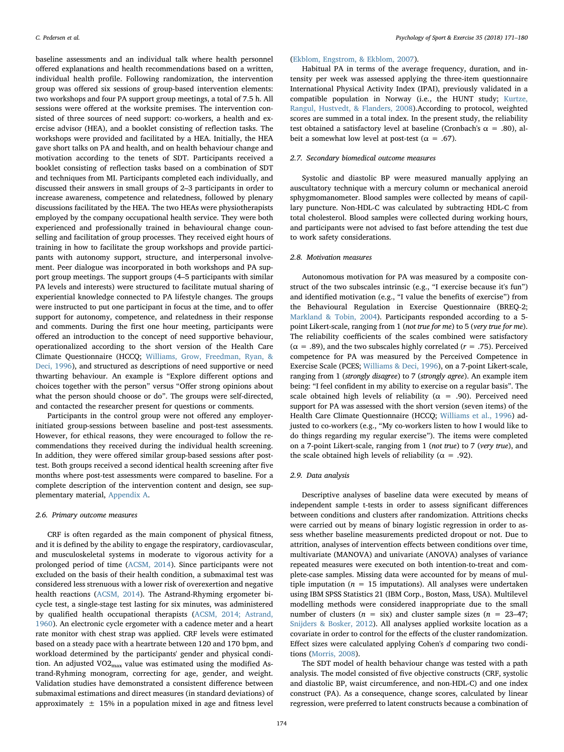baseline assessments and an individual talk where health personnel offered explanations and health recommendations based on a written, individual health profile. Following randomization, the intervention group was offered six sessions of group-based intervention elements: two workshops and four PA support group meetings, a total of 7.5 h. All sessions were offered at the worksite premises. The intervention consisted of three sources of need support: co-workers, a health and exercise advisor (HEA), and a booklet consisting of reflection tasks. The workshops were provided and facilitated by a HEA. Initially, the HEA gave short talks on PA and health, and on health behaviour change and motivation according to the tenets of SDT. Participants received a booklet consisting of reflection tasks based on a combination of SDT and techniques from MI. Participants completed each individually, and discussed their answers in small groups of 2–3 participants in order to increase awareness, competence and relatedness, followed by plenary discussions facilitated by the HEA. The two HEAs were physiotherapists employed by the company occupational health service. They were both experienced and professionally trained in behavioural change counselling and facilitation of group processes. They received eight hours of training in how to facilitate the group workshops and provide participants with autonomy support, structure, and interpersonal involvement. Peer dialogue was incorporated in both workshops and PA support group meetings. The support groups (4–5 participants with similar PA levels and interests) were structured to facilitate mutual sharing of experiential knowledge connected to PA lifestyle changes. The groups were instructed to put one participant in focus at the time, and to offer support for autonomy, competence, and relatedness in their response and comments. During the first one hour meeting, participants were offered an introduction to the concept of need supportive behaviour, operationalized according to the short version of the Health Care Climate Questionnaire (HCCQ; Williams, Grow, Freedman, Ryan, & Deci, 1996), and structured as descriptions of need supportive or need thwarting behaviour. An example is "Explore different options and choices together with the person" versus "Offer strong opinions about what the person should choose or do". The groups were self-directed, and contacted the researcher present for questions or comments.

Participants in the control group were not offered any employer-initiated group-sessions between baseline and post-test assessments. However, for ethical reasons, they were encouraged to follow the recommendations they received during the individual health screening. In addition, they were offered similar group-based sessions after post-test. Both groups received a second identical health screening after five months where post-test assessments were compared to baseline. For a complete description of the intervention content and design, see supplementary material, Appendix A.

### 2.6. Primary outcome measures

CRF is often regarded as the main component of physical fitness, and it is defined by the ability to engage the respiratory, cardiovascular, and musculoskeletal systems in moderate to vigorous activity for a prolonged period of time (ACSM, 2014). Since participants were not excluded on the basis of their health condition, a submaximal test was considered less strenuous with a lower risk of overexertion and negative health reactions (ACSM, 2014). The Astrand-Rhyming ergometer bicycle test, a single-stage test lasting for six minutes, was administered by qualified health occupational therapists (ACSM, 2014; Astrand, 1960). An electronic cycle ergometer with a cadence meter and a heart rate monitor with chest strap was applied. CRF levels were estimated based on a steady pace with a heartrate between 120 and 170 bpm, and workload determined by the participants' gender and physical condition. An adjusted $VO2_{max}$ value was estimated using the modified Astrand-Ryhming monogram, correcting for age, gender, and weight. Validation studies have demonstrated a consistent difference between submaximal estimations and direct measures (in standard deviations) of approximately ± 15% in a population mixed in age and fitness level (Ekblom, Engstrom, & Ekblom, 2007).

Habitual PA in terms of the average frequency, duration, and intensity per week was assessed applying the three-item questionnaire International Physical Activity Index (IPAI), previously validated in a compatible population in Norway (i.e., the HUNT study; Kurtze, Rangul, Hustvedt, & Flanders, 2008).According to protocol, weighted scores are summed in a total index. In the present study, the reliability test obtained a satisfactory level at baseline (Cronbach's $\alpha$ = .80), albeit a somewhat low level at post-test ($\alpha$ = .67).

### 2.7. Secondary biomedical outcome measures

Systolic and diastolic BP were measured manually applying an auscultatory technique with a mercury column or mechanical aneroid sphygmomanometer. Blood samples were collected by means of capillary puncture. Non-HDL-C was calculated by subtracting HDL-C from total cholesterol. Blood samples were collected during working hours, and participants were not advised to fast before attending the test due to work safety considerations.

### 2.8. Motivation measures

Autonomous motivation for PA was measured by a composite construct of the two subscales intrinsic (e.g., "I exercise because it's fun") and identified motivation (e.g., "I value the benefits of exercise") from the Behavioural Regulation in Exercise Questionnaire (BREQ-2; Markland & Tobin, 2004). Participants responded according to a 5-point Likert-scale, ranging from 1 (*not true for me*) to 5 (*very true for me*). The reliability coefficients of the scales combined were satisfactory ($\alpha$ = .89), and the two subscales highly correlated ($r$ = .75). Perceived competence for PA was measured by the Perceived Competence in Exercise Scale (PCES; Williams & Deci, 1996), on a 7-point Likert-scale, ranging from 1 (*strongly disagree*) to 7 (*strongly agree*). An example item being: "I feel confident in my ability to exercise on a regular basis". The scale obtained high levels of reliability ($\alpha$ = .90). Perceived need support for PA was assessed with the short version (seven items) of the Health Care Climate Questionnaire (HCCQ; Williams et al., 1996) adjusted to co-workers (e.g., "My co-workers listen to how I would like to do things regarding my regular exercise"). The items were completed on a 7-point Likert-scale, ranging from 1 (*not true*) to 7 (*very true*), and the scale obtained high levels of reliability ($\alpha$ = .92).

### 2.9. Data analysis

Descriptive analyses of baseline data were executed by means of independent sample t-tests in order to assess significant differences between conditions and clusters after randomization. Attritions checks were carried out by means of binary logistic regression in order to assess whether baseline measurements predicted dropout or not. Due to attrition, analyses of intervention effects between conditions over time, multivariate (MANOVA) and univariate (ANOVA) analyses of variance repeated measures were executed on both intention-to-treat and complete-case samples. Missing data were accounted for by means of multiple imputation ($n$ = 15 imputations). All analyses were undertaken using IBM SPSS Statistics 21 (IBM Corp., Boston, Mass, USA). Multilevel modelling methods were considered inappropriate due to the small number of clusters ($n$ = six) and cluster sample sizes ($n$ = 23–47; Snijders & Bosker, 2012). All analyses applied worksite location as a covariate in order to control for the effects of the cluster randomization. Effect sizes were calculated applying Cohen's $d$ comparing two conditions (Morris, 2008).

The SDT model of health behaviour change was tested with a path analysis. The model consisted of five objective constructs (CRF, systolic and diastolic BP, waist circumference, and non-HDL-C) and one index construct (PA). As a consequence, change scores, calculated by linear regression, were preferred to latent constructs because a combination of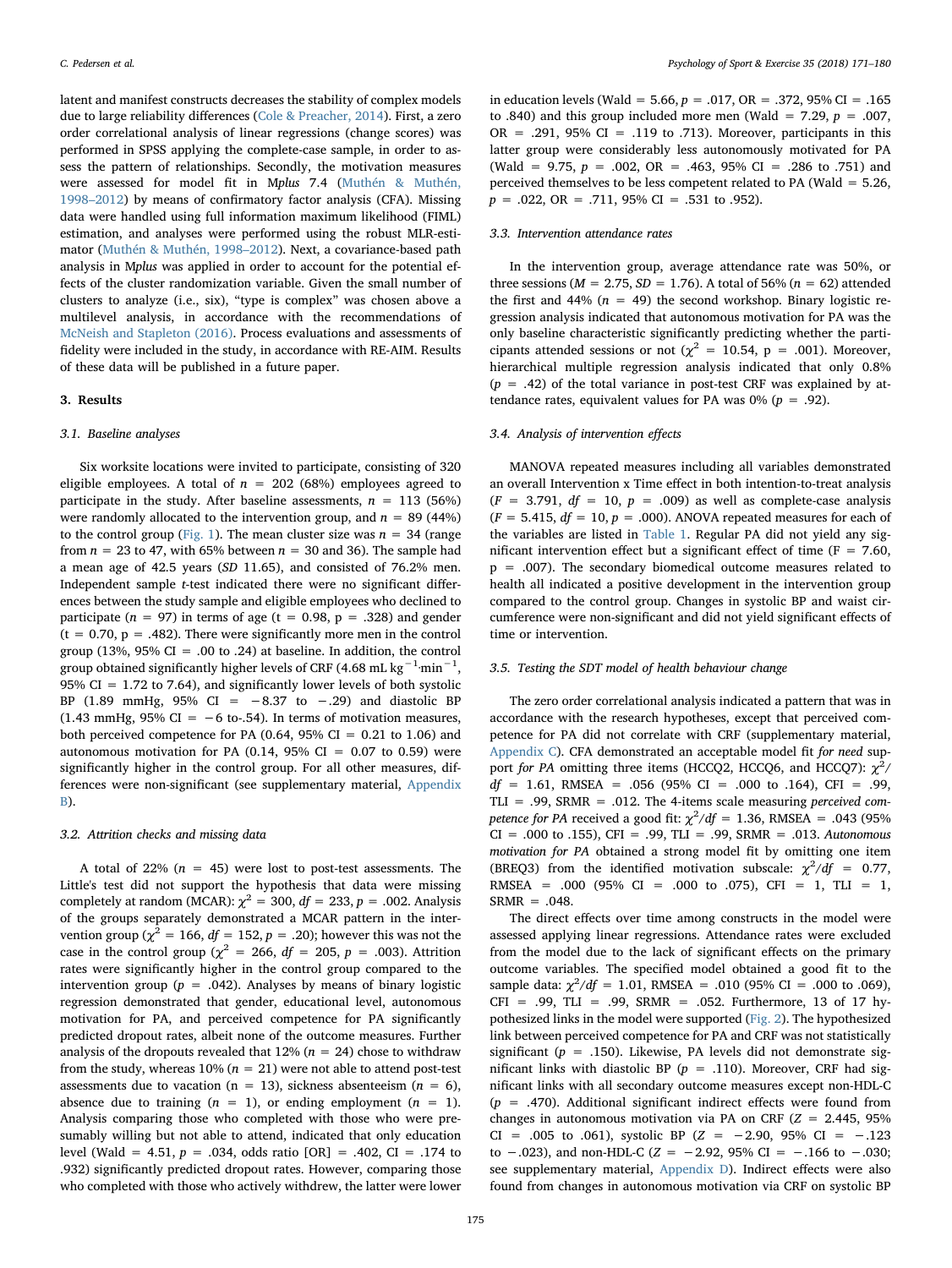latent and manifest constructs decreases the stability of complex models due to large reliability differences (Cole & Preacher, 2014). First, a zero order correlational analysis of linear regressions (change scores) was performed in SPSS applying the complete-case sample, in order to assess the pattern of relationships. Secondly, the motivation measures were assessed for model fit in Mplus 7.4 (Muthén & Muthén, 1998–2012) by means of confirmatory factor analysis (CFA). Missing data were handled using full information maximum likelihood (FIML) estimation, and analyses were performed using the robust MLR-estimator (Muthén & Muthén, 1998–2012). Next, a covariance-based path analysis in Mplus was applied in order to account for the potential effects of the cluster randomization variable. Given the small number of clusters to analyze (i.e., six), "type is complex" was chosen above a multilevel analysis, in accordance with the recommendations of McNeish and Stapleton (2016). Process evaluations and assessments of fidelity were included in the study, in accordance with RE-AIM. Results of these data will be published in a future paper.

## 3. Results

### 3.1. Baseline analyses

Six worksite locations were invited to participate, consisting of 320 eligible employees. A total of $n = 202$ (68%) employees agreed to participate in the study. After baseline assessments, $n = 113$ (56%) were randomly allocated to the intervention group, and $n = 89$ (44%) to the control group (Fig. 1). The mean cluster size was $n = 34$ (range from $n = 23$ to 47, with 65% between $n = 30$ and 36). The sample had a mean age of 42.5 years (*SD* 11.65), and consisted of 76.2% men. Independent sample *t*-test indicated there were no significant differences between the study sample and eligible employees who declined to participate ($n = 97$) in terms of age ($t = 0.98$, $p = .328$) and gender ($t = 0.70$, $p = .482$). There were significantly more men in the control group (13%, 95% CI = .00 to .24) at baseline. In addition, the control group obtained significantly higher levels of CRF (4.68 mL $kg^{-1} \cdot min^{-1}$, 95% CI = 1.72 to 7.64), and significantly lower levels of both systolic BP (1.89 mmHg, 95% CI = −8.37 to −.29) and diastolic BP (1.43 mmHg, 95% CI = −6 to-.54). In terms of motivation measures, both perceived competence for PA (0.64, 95% CI = 0.21 to 1.06) and autonomous motivation for PA (0.14, 95% CI = 0.07 to 0.59) were significantly higher in the control group. For all other measures, differences were non-significant (see supplementary material, Appendix B).

### 3.2. Attrition checks and missing data

A total of 22% ($n = 45$) were lost to post-test assessments. The Little's test did not support the hypothesis that data were missing completely at random (MCAR): $\chi^2 = 300$, $df = 233$, $p = .002$. Analysis of the groups separately demonstrated a MCAR pattern in the intervention group ($\chi^2 = 166$, $df = 152$, $p = .20$); however this was not the case in the control group ($\chi^2 = 266$, $df = 205$, $p = .003$). Attrition rates were significantly higher in the control group compared to the intervention group ($p = .042$). Analyses by means of binary logistic regression demonstrated that gender, educational level, autonomous motivation for PA, and perceived competence for PA significantly predicted dropout rates, albeit none of the outcome measures. Further analysis of the dropouts revealed that 12% ($n = 24$) chose to withdraw from the study, whereas 10% ($n = 21$) were not able to attend post-test assessments due to vacation ($n = 13$), sickness absenteeism ($n = 6$), absence due to training ($n = 1$), or ending employment ($n = 1$). Analysis comparing those who completed with those who were presumably willing but not able to attend, indicated that only education level (Wald = 4.51, $p = .034$, odds ratio [OR] = .402, CI = .174 to .932) significantly predicted dropout rates. However, comparing those who completed with those who actively withdrew, the latter were lower in education levels (Wald = 5.66, $p = .017$, OR = .372, 95% CI = .165 to .840) and this group included more men (Wald = 7.29, $p = .007$, OR = .291, 95% CI = .119 to .713). Moreover, participants in this latter group were considerably less autonomously motivated for PA (Wald = 9.75, $p = .002$, OR = .463, 95% CI = .286 to .751) and perceived themselves to be less competent related to PA (Wald = 5.26, $p = .022$, OR = .711, 95% CI = .531 to .952).

### 3.3. Intervention attendance rates

In the intervention group, average attendance rate was 50%, or three sessions ($M = 2.75$, $SD = 1.76$). A total of 56% ($n = 62$) attended the first and 44% ($n = 49$) the second workshop. Binary logistic regression analysis indicated that autonomous motivation for PA was the only baseline characteristic significantly predicting whether the participants attended sessions or not ($\chi^2 = 10.54$, $p = .001$). Moreover, hierarchical multiple regression analysis indicated that only 0.8% ($p = .42$) of the total variance in post-test CRF was explained by attendance rates, equivalent values for PA was 0% ($p = .92$).

### 3.4. Analysis of intervention effects

MANOVA repeated measures including all variables demonstrated an overall Intervention x Time effect in both intention-to-treat analysis ($F = 3.791$, $df = 10$, $p = .009$) as well as complete-case analysis ($F = 5.415$, $df = 10$, $p = .000$). ANOVA repeated measures for each of the variables are listed in Table 1. Regular PA did not yield any significant intervention effect but a significant effect of time ($F = 7.60$, $p = .007$). The secondary biomedical outcome measures related to health all indicated a positive development in the intervention group compared to the control group. Changes in systolic BP and waist circumference were non-significant and did not yield significant effects of time or intervention.

### 3.5. Testing the SDT model of health behaviour change

The zero order correlational analysis indicated a pattern that was in accordance with the research hypotheses, except that perceived competence for PA did not correlate with CRF (supplementary material, Appendix C). CFA demonstrated an acceptable model fit *for need* support *for PA* omitting three items (HCCQ2, HCCQ6, and HCCQ7): $\chi^2/df = 1.61$, RMSEA = .056 (95% CI = .000 to .164), CFI = .99, TLI = .99, SRMR = .012. The 4-items scale measuring *perceived competence for PA* received a good fit: $\chi^2/df = 1.36$, RMSEA = .043 (95% CI = .000 to .155), CFI = .99, TLI = .99, SRMR = .013. *Autonomous motivation for PA* obtained a strong model fit by omitting one item (BREQ3) from the identified motivation subscale: $\chi^2/df = 0.77$, RMSEA = .000 (95% CI = .000 to .075), CFI = 1, TLI = 1, SRMR = .048.

The direct effects over time among constructs in the model were assessed applying linear regressions. Attendance rates were excluded from the model due to the lack of significant effects on the primary outcome variables. The specified model obtained a good fit to the sample data: $\chi^2/df = 1.01$, RMSEA = .010 (95% CI = .000 to .069), CFI = .99, TLI = .99, SRMR = .052. Furthermore, 13 of 17 hypothesized links in the model were supported (Fig. 2). The hypothesized link between perceived competence for PA and CRF was not statistically significant ($p = .150$). Likewise, PA levels did not demonstrate significant links with diastolic BP ($p = .110$). Moreover, CRF had significant links with all secondary outcome measures except non-HDL-C ($p = .470$). Additional significant indirect effects were found from changes in autonomous motivation via PA on CRF ($Z = 2.445$, 95% CI = .005 to .061), systolic BP ($Z = -2.90$, 95% CI = −.123 to −.023), and non-HDL-C ($Z = -2.92$, 95% CI = −.166 to −.030; see supplementary material, Appendix D). Indirect effects were also found from changes in autonomous motivation via CRF on systolic BP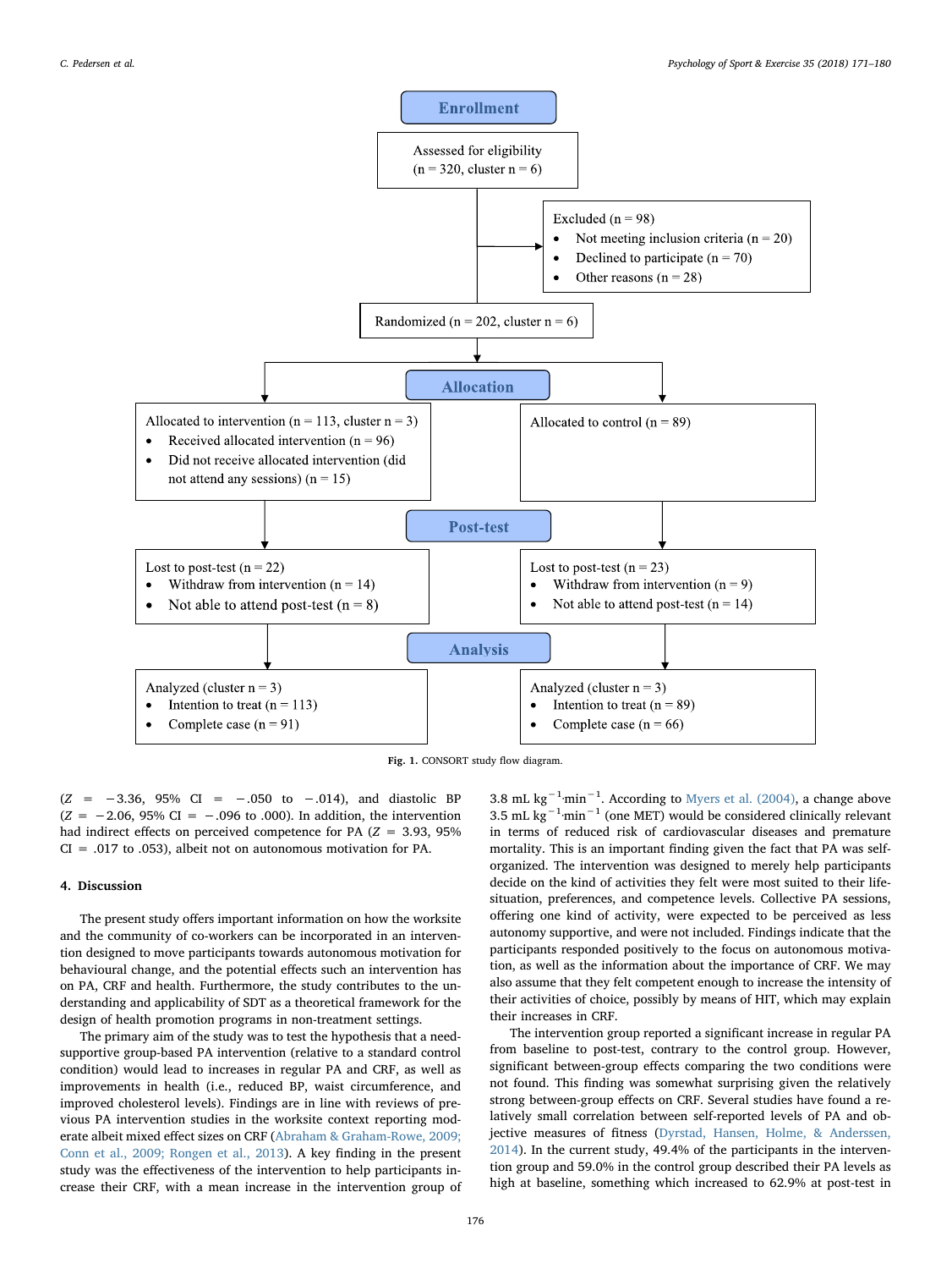**Enrollment**

Assessed for eligibility (n = 320, cluster n = 6)

Excluded (n = 98)
- Not meeting inclusion criteria (n = 20)
- Declined to participate (n = 70)
- Other reasons (n = 28)

Randomized (n = 202, cluster n = 6)

**Allocation**

Allocated to intervention (n = 113, cluster n = 3)
- Received allocated intervention (n = 96)
- Did not receive allocated intervention (did not attend any sessions) (n = 15)

Allocated to control (n = 89)

**Post-test**

Lost to post-test (n = 22)
- Withdraw from intervention (n = 14)
- Not able to attend post-test (n = 8)

Lost to post-test (n = 23)
- Withdraw from intervention (n = 9)
- Not able to attend post-test (n = 14)

**Analysis**

Analyzed (cluster n = 3)
- Intention to treat (n = 113)
- Complete case (n = 91)

Analyzed (cluster n = 3)
- Intention to treat (n = 89)
- Complete case (n = 66)

**Fig. 1.** CONSORT study flow diagram.

($Z = -3.36$, 95% CI = −.050 to −.014), and diastolic BP ($Z = -2.06$, 95% CI = −.096 to .000). In addition, the intervention had indirect effects on perceived competence for PA ($Z = 3.93$, 95% CI = .017 to .053), albeit not on autonomous motivation for PA.

## 4. Discussion

The present study offers important information on how the worksite and the community of co-workers can be incorporated in an intervention designed to move participants towards autonomous motivation for behavioural change, and the potential effects such an intervention has on PA, CRF and health. Furthermore, the study contributes to the understanding and applicability of SDT as a theoretical framework for the design of health promotion programs in non-treatment settings.

The primary aim of the study was to test the hypothesis that a need-supportive group-based PA intervention (relative to a standard control condition) would lead to increases in regular PA and CRF, as well as improvements in health (i.e., reduced BP, waist circumference, and improved cholesterol levels). Findings are in line with reviews of previous PA intervention studies in the worksite context reporting moderate albeit mixed effect sizes on CRF (Abraham & Graham-Rowe, 2009; Conn et al., 2009; Rongen et al., 2013). A key finding in the present study was the effectiveness of the intervention to help participants increase their CRF, with a mean increase in the intervention group of 3.8 mL $kg^{-1}\cdot min^{-1}$. According to Myers et al. (2004), a change above 3.5 mL $kg^{-1}\cdot min^{-1}$ (one MET) would be considered clinically relevant in terms of reduced risk of cardiovascular diseases and premature mortality. This is an important finding given the fact that PA was self-organized. The intervention was designed to merely help participants decide on the kind of activities they felt were most suited to their life-situation, preferences, and competence levels. Collective PA sessions, offering one kind of activity, were expected to be perceived as less autonomy supportive, and were not included. Findings indicate that the participants responded positively to the focus on autonomous motivation, as well as the information about the importance of CRF. We may also assume that they felt competent enough to increase the intensity of their activities of choice, possibly by means of HIT, which may explain their increases in CRF.

The intervention group reported a significant increase in regular PA from baseline to post-test, contrary to the control group. However, significant between-group effects comparing the two conditions were not found. This finding was somewhat surprising given the relatively strong between-group effects on CRF. Several studies have found a relatively small correlation between self-reported levels of PA and objective measures of fitness (Dyrstad, Hansen, Holme, & Anderssen, 2014). In the current study, 49.4% of the participants in the intervention group and 59.0% in the control group described their PA levels as high at baseline, something which increased to 62.9% at post-test in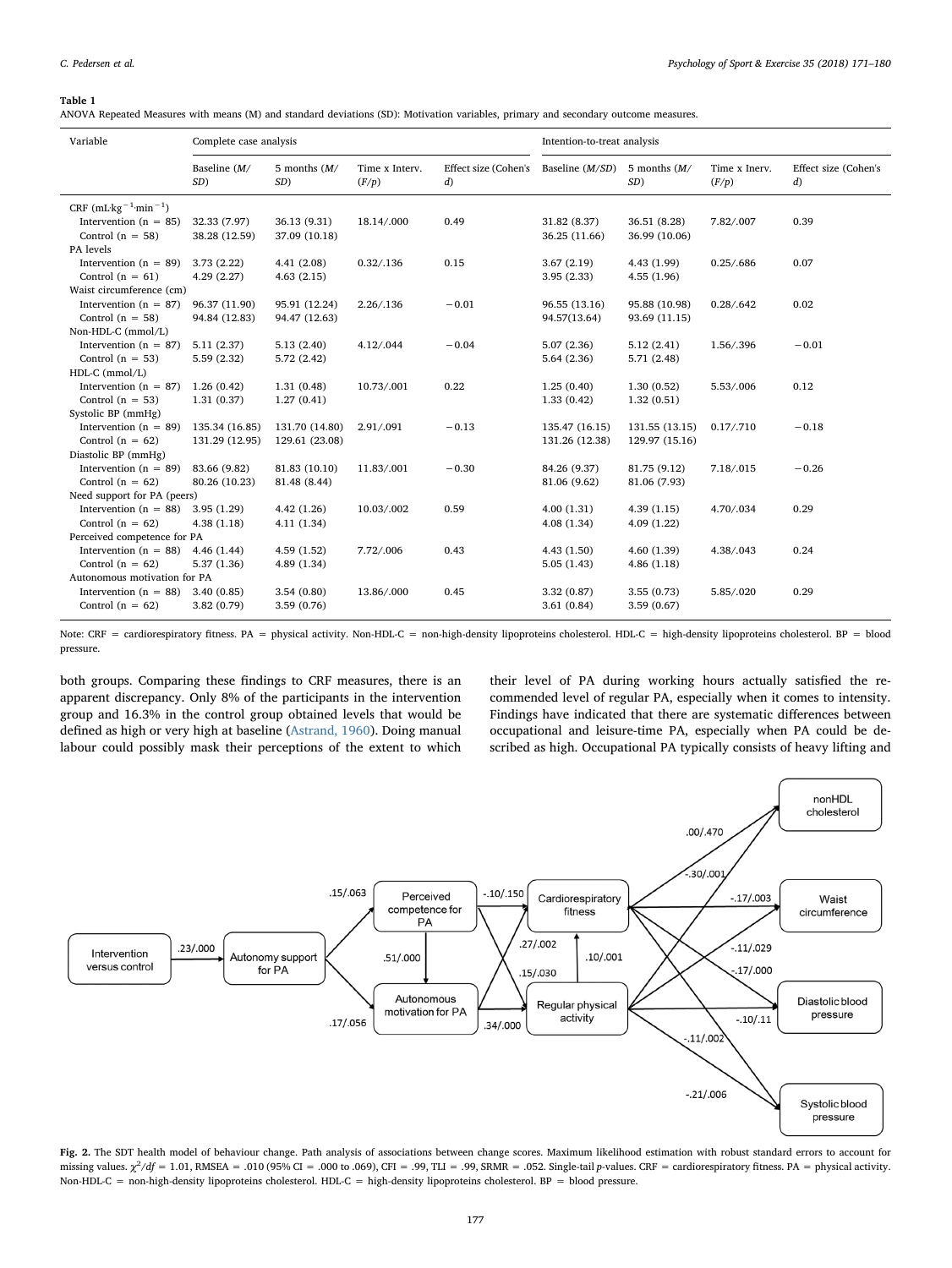**Table 1**

ANOVA Repeated Measures with means (M) and standard deviations (SD): Motivation variables, primary and secondary outcome measures.

| Variable | Complete case analysis | | | | Intention-to-treat analysis | | | |
|---|---|---|---|---|---|---|---|---|
| | Baseline (*M*/*SD*) | 5 months (*M*/*SD*) | Time x Interv. (*F*/*p*) | Effect size (Cohen's *d*) | Baseline (*M*/*SD*) | 5 months (*M*/*SD*) | Time x Inerv. (*F*/*p*) | Effect size (Cohen's *d*) |
| CRF ($mL{\cdot}kg^{-1}{\cdot}min^{-1}$) | | | | | | | | |
| Intervention (n = 85) | 32.33 (7.97) | 36.13 (9.31) | 18.14/.000 | 0.49 | 31.82 (8.37) | 36.51 (8.28) | 7.82/.007 | 0.39 |
| Control (n = 58) | 38.28 (12.59) | 37.09 (10.18) | | | 36.25 (11.66) | 36.99 (10.06) | | |
| PA levels | | | | | | | | |
| Intervention (n = 89) | 3.73 (2.22) | 4.41 (2.08) | 0.32/.136 | 0.15 | 3.67 (2.19) | 4.43 (1.99) | 0.25/.686 | 0.07 |
| Control (n = 61) | 4.29 (2.27) | 4.63 (2.15) | | | 3.95 (2.33) | 4.55 (1.96) | | |
| Waist circumference (cm) | | | | | | | | |
| Intervention (n = 87) | 96.37 (11.90) | 95.91 (12.24) | 2.26/.136 | −0.01 | 96.55 (13.16) | 95.88 (10.98) | 0.28/.642 | 0.02 |
| Control (n = 58) | 94.84 (12.83) | 94.47 (12.63) | | | 94.57(13.64) | 93.69 (11.15) | | |
| Non-HDL-C (mmol/L) | | | | | | | | |
| Intervention (n = 87) | 5.11 (2.37) | 5.13 (2.40) | 4.12/.044 | −0.04 | 5.07 (2.36) | 5.12 (2.41) | 1.56/.396 | −0.01 |
| Control (n = 53) | 5.59 (2.32) | 5.72 (2.42) | | | 5.64 (2.36) | 5.71 (2.48) | | |
| HDL-C (mmol/L) | | | | | | | | |
| Intervention (n = 87) | 1.26 (0.42) | 1.31 (0.48) | 10.73/.001 | 0.22 | 1.25 (0.40) | 1.30 (0.52) | 5.53/.006 | 0.12 |
| Control (n = 53) | 1.31 (0.37) | 1.27 (0.41) | | | 1.33 (0.42) | 1.32 (0.51) | | |
| Systolic BP (mmHg) | | | | | | | | |
| Intervention (n = 89) | 135.34 (16.85) | 131.70 (14.80) | 2.91/.091 | −0.13 | 135.47 (16.15) | 131.55 (13.15) | 0.17/.710 | −0.18 |
| Control (n = 62) | 131.29 (12.95) | 129.61 (23.08) | | | 131.26 (12.38) | 129.97 (15.16) | | |
| Diastolic BP (mmHg) | | | | | | | | |
| Intervention (n = 89) | 83.66 (9.82) | 81.83 (10.10) | 11.83/.001 | −0.30 | 84.26 (9.37) | 81.75 (9.12) | 7.18/.015 | −0.26 |
| Control (n = 62) | 80.26 (10.23) | 81.48 (8.44) | | | 81.06 (9.62) | 81.06 (7.93) | | |
| Need support for PA (peers) | | | | | | | | |
| Intervention (n = 88) | 3.95 (1.29) | 4.42 (1.26) | 10.03/.002 | 0.59 | 4.00 (1.31) | 4.39 (1.15) | 4.70/.034 | 0.29 |
| Control (n = 62) | 4.38 (1.18) | 4.11 (1.34) | | | 4.08 (1.34) | 4.09 (1.22) | | |
| Perceived competence for PA | | | | | | | | |
| Intervention (n = 88) | 4.46 (1.44) | 4.59 (1.52) | 7.72/.006 | 0.43 | 4.43 (1.50) | 4.60 (1.39) | 4.38/.043 | 0.24 |
| Control (n = 62) | 5.37 (1.36) | 4.89 (1.34) | | | 5.05 (1.43) | 4.86 (1.18) | | |
| Autonomous motivation for PA | | | | | | | | |
| Intervention (n = 88) | 3.40 (0.85) | 3.54 (0.80) | 13.86/.000 | 0.45 | 3.32 (0.87) | 3.55 (0.73) | 5.85/.020 | 0.29 |
| Control (n = 62) | 3.82 (0.79) | 3.59 (0.76) | | | 3.61 (0.84) | 3.59 (0.67) | | |

Note: CRF = cardiorespiratory fitness. PA = physical activity. Non-HDL-C = non-high-density lipoproteins cholesterol. HDL-C = high-density lipoproteins cholesterol. BP = blood pressure.

both groups. Comparing these findings to CRF measures, there is an apparent discrepancy. Only 8% of the participants in the intervention group and 16.3% in the control group obtained levels that would be defined as high or very high at baseline (Astrand, 1960). Doing manual labour could possibly mask their perceptions of the extent to which their level of PA during working hours actually satisfied the recommended level of regular PA, especially when it comes to intensity. Findings have indicated that there are systematic differences between occupational and leisure-time PA, especially when PA could be described as high. Occupational PA typically consists of heavy lifting and

**Fig. 2.** The SDT health model of behaviour change. Path analysis of associations between change scores. Maximum likelihood estimation with robust standard errors to account for missing values. $\chi^2/df$ = 1.01, RMSEA = .010 (95% CI = .000 to .069), CFI = .99, TLI = .99, SRMR = .052. Single-tail *p*-values. CRF = cardiorespiratory fitness. PA = physical activity. Non-HDL-C = non-high-density lipoproteins cholesterol. HDL-C = high-density lipoproteins cholesterol. BP = blood pressure.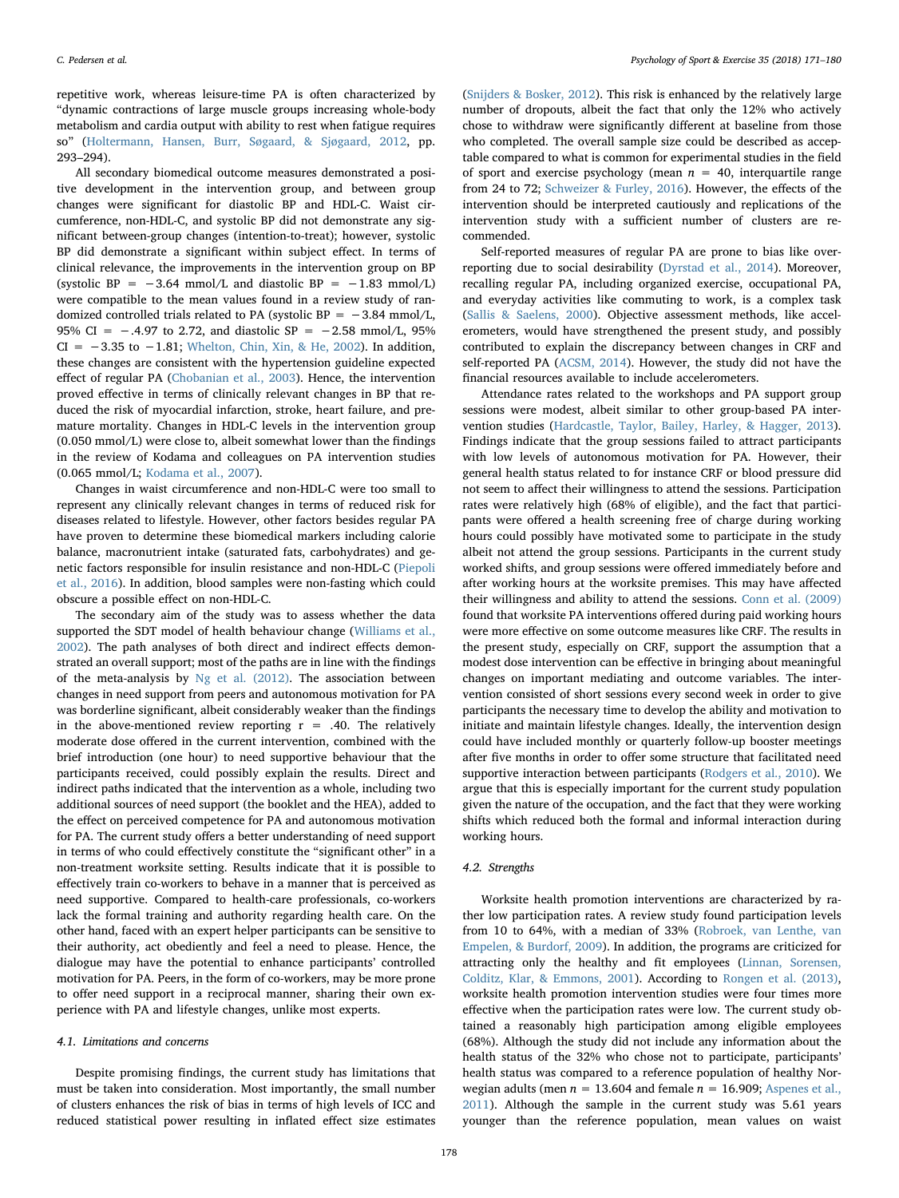repetitive work, whereas leisure-time PA is often characterized by "dynamic contractions of large muscle groups increasing whole-body metabolism and cardia output with ability to rest when fatigue requires so" (Holtermann, Hansen, Burr, Søgaard, & Sjøgaard, 2012, pp. 293–294).

All secondary biomedical outcome measures demonstrated a positive development in the intervention group, and between group changes were significant for diastolic BP and HDL-C. Waist circumference, non-HDL-C, and systolic BP did not demonstrate any significant between-group changes (intention-to-treat); however, systolic BP did demonstrate a significant within subject effect. In terms of clinical relevance, the improvements in the intervention group on BP (systolic BP = −3.64 mmol/L and diastolic BP = −1.83 mmol/L) were compatible to the mean values found in a review study of randomized controlled trials related to PA (systolic BP = −3.84 mmol/L, 95% CI = −.4.97 to 2.72, and diastolic SP = −2.58 mmol/L, 95% CI = −3.35 to −1.81; Whelton, Chin, Xin, & He, 2002). In addition, these changes are consistent with the hypertension guideline expected effect of regular PA (Chobanian et al., 2003). Hence, the intervention proved effective in terms of clinically relevant changes in BP that reduced the risk of myocardial infarction, stroke, heart failure, and premature mortality. Changes in HDL-C levels in the intervention group (0.050 mmol/L) were close to, albeit somewhat lower than the findings in the review of Kodama and colleagues on PA intervention studies (0.065 mmol/L; Kodama et al., 2007).

Changes in waist circumference and non-HDL-C were too small to represent any clinically relevant changes in terms of reduced risk for diseases related to lifestyle. However, other factors besides regular PA have proven to determine these biomedical markers including calorie balance, macronutrient intake (saturated fats, carbohydrates) and genetic factors responsible for insulin resistance and non-HDL-C (Piepoli et al., 2016). In addition, blood samples were non-fasting which could obscure a possible effect on non-HDL-C.

The secondary aim of the study was to assess whether the data supported the SDT model of health behaviour change (Williams et al., 2002). The path analyses of both direct and indirect effects demonstrated an overall support; most of the paths are in line with the findings of the meta-analysis by Ng et al. (2012). The association between changes in need support from peers and autonomous motivation for PA was borderline significant, albeit considerably weaker than the findings in the above-mentioned review reporting r = .40. The relatively moderate dose offered in the current intervention, combined with the brief introduction (one hour) to need supportive behaviour that the participants received, could possibly explain the results. Direct and indirect paths indicated that the intervention as a whole, including two additional sources of need support (the booklet and the HEA), added to the effect on perceived competence for PA and autonomous motivation for PA. The current study offers a better understanding of need support in terms of who could effectively constitute the "significant other" in a non-treatment worksite setting. Results indicate that it is possible to effectively train co-workers to behave in a manner that is perceived as need supportive. Compared to health-care professionals, co-workers lack the formal training and authority regarding health care. On the other hand, faced with an expert helper participants can be sensitive to their authority, act obediently and feel a need to please. Hence, the dialogue may have the potential to enhance participants' controlled motivation for PA. Peers, in the form of co-workers, may be more prone to offer need support in a reciprocal manner, sharing their own experience with PA and lifestyle changes, unlike most experts.

### 4.1. Limitations and concerns

Despite promising findings, the current study has limitations that must be taken into consideration. Most importantly, the small number of clusters enhances the risk of bias in terms of high levels of ICC and reduced statistical power resulting in inflated effect size estimates (Snijders & Bosker, 2012). This risk is enhanced by the relatively large number of dropouts, albeit the fact that only the 12% who actively chose to withdraw were significantly different at baseline from those who completed. The overall sample size could be described as acceptable compared to what is common for experimental studies in the field of sport and exercise psychology (mean $n = 40$, interquartile range from 24 to 72; Schweizer & Furley, 2016). However, the effects of the intervention should be interpreted cautiously and replications of the intervention study with a sufficient number of clusters are recommended.

Self-reported measures of regular PA are prone to bias like overreporting due to social desirability (Dyrstad et al., 2014). Moreover, recalling regular PA, including organized exercise, occupational PA, and everyday activities like commuting to work, is a complex task (Sallis & Saelens, 2000). Objective assessment methods, like accelerometers, would have strengthened the present study, and possibly contributed to explain the discrepancy between changes in CRF and self-reported PA (ACSM, 2014). However, the study did not have the financial resources available to include accelerometers.

Attendance rates related to the workshops and PA support group sessions were modest, albeit similar to other group-based PA intervention studies (Hardcastle, Taylor, Bailey, Harley, & Hagger, 2013). Findings indicate that the group sessions failed to attract participants with low levels of autonomous motivation for PA. However, their general health status related to for instance CRF or blood pressure did not seem to affect their willingness to attend the sessions. Participation rates were relatively high (68% of eligible), and the fact that participants were offered a health screening free of charge during working hours could possibly have motivated some to participate in the study albeit not attend the group sessions. Participants in the current study worked shifts, and group sessions were offered immediately before and after working hours at the worksite premises. This may have affected their willingness and ability to attend the sessions. Conn et al. (2009) found that worksite PA interventions offered during paid working hours were more effective on some outcome measures like CRF. The results in the present study, especially on CRF, support the assumption that a modest dose intervention can be effective in bringing about meaningful changes on important mediating and outcome variables. The intervention consisted of short sessions every second week in order to give participants the necessary time to develop the ability and motivation to initiate and maintain lifestyle changes. Ideally, the intervention design could have included monthly or quarterly follow-up booster meetings after five months in order to offer some structure that facilitated need supportive interaction between participants (Rodgers et al., 2010). We argue that this is especially important for the current study population given the nature of the occupation, and the fact that they were working shifts which reduced both the formal and informal interaction during working hours.

### 4.2. Strengths

Worksite health promotion interventions are characterized by rather low participation rates. A review study found participation levels from 10 to 64%, with a median of 33% (Robroek, van Lenthe, van Empelen, & Burdorf, 2009). In addition, the programs are criticized for attracting only the healthy and fit employees (Linnan, Sorensen, Colditz, Klar, & Emmons, 2001). According to Rongen et al. (2013), worksite health promotion intervention studies were four times more effective when the participation rates were low. The current study obtained a reasonably high participation among eligible employees (68%). Although the study did not include any information about the health status of the 32% who chose not to participate, participants' health status was compared to a reference population of healthy Norwegian adults (men $n = 13.604$ and female $n = 16.909$; Aspenes et al., 2011). Although the sample in the current study was 5.61 years younger than the reference population, mean values on waist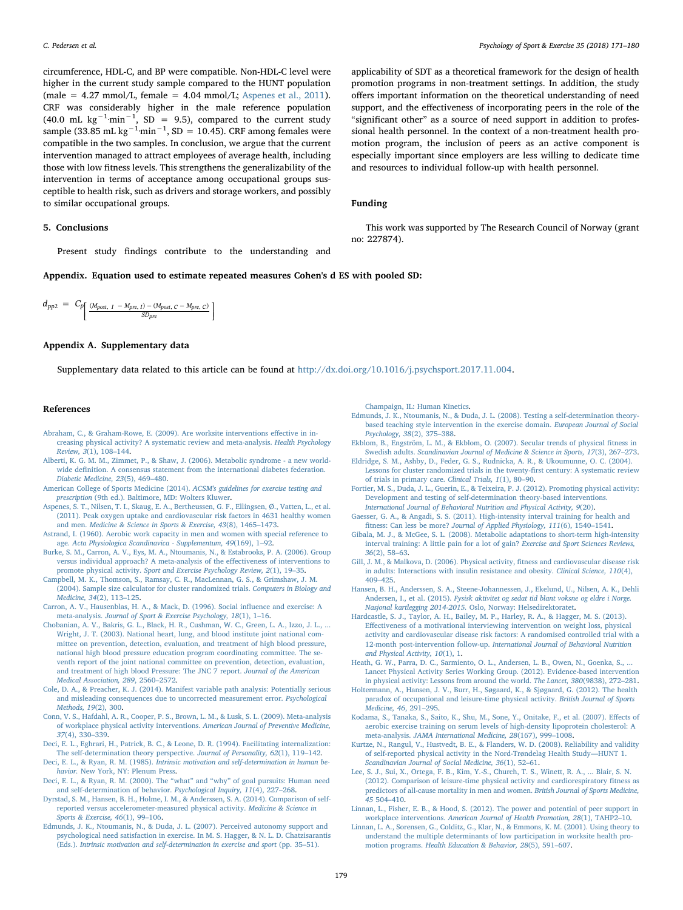circumference, HDL-C, and BP were compatible. Non-HDL-C level were higher in the current study sample compared to the HUNT population (male = 4.27 mmol/L, female = 4.04 mmol/L; Aspenes et al., 2011). CRF was considerably higher in the male reference population (40.0 mL $kg^{-1}$·$min^{-1}$, SD = 9.5), compared to the current study sample (33.85 mL $kg^{-1}$·$min^{-1}$, SD = 10.45). CRF among females were compatible in the two samples. In conclusion, we argue that the current intervention managed to attract employees of average health, including those with low fitness levels. This strengthens the generalizability of the intervention in terms of acceptance among occupational groups susceptible to health risk, such as drivers and storage workers, and possibly to similar occupational groups.

## 5. Conclusions

Present study findings contribute to the understanding and applicability of SDT as a theoretical framework for the design of health promotion programs in non-treatment settings. In addition, the study offers important information on the theoretical understanding of need support, and the effectiveness of incorporating peers in the role of the "significant other" as a source of need support in addition to professional health personnel. In the context of a non-treatment health promotion program, the inclusion of peers as an active component is especially important since employers are less willing to dedicate time and resources to individual follow-up with health personnel.

## Funding

This work was supported by The Research Council of Norway (grant no: 227874).

## Appendix. Equation used to estimate repeated measures Cohen's d ES with pooled SD:

$$d_{pp2} = C_P\left[\frac{(M_{post,\ I} - M_{pre,\ I}) - (M_{post,\ C} - M_{pre,\ C})}{SD_{pre}}\right]$$

## Appendix A. Supplementary data

Supplementary data related to this article can be found at http://dx.doi.org/10.1016/j.psychsport.2017.11.004.

## References

Abraham, C., & Graham-Rowe, E. (2009). Are worksite interventions effective in increasing physical activity? A systematic review and meta-analysis. *Health Psychology Review, 3*(1), 108–144.

Alberti, K. G. M. M., Zimmet, P., & Shaw, J. (2006). Metabolic syndrome - a new world-wide definition. A consensus statement from the international diabetes federation. *Diabetic Medicine, 23*(5), 469–480.

American College of Sports Medicine (2014). *ACSM's guidelines for exercise testing and prescription* (9th ed.). Baltimore, MD: Wolters Kluwer.

Aspenes, S. T., Nilsen, T. I., Skaug, E. A., Bertheussen, G. F., Ellingsen, Ø., Vatten, L., et al. (2011). Peak oxygen uptake and cardiovascular risk factors in 4631 healthy women and men. *Medicine & Science in Sports & Exercise, 43*(8), 1465–1473.

Astrand, I. (1960). Aerobic work capacity in men and women with special reference to age. *Acta Physiologica Scandinavica - Supplementum, 49*(169), 1–92.

Burke, S. M., Carron, A. V., Eys, M. A., Ntoumanis, N., & Estabrooks, P. A. (2006). Group versus individual approach? A meta-analysis of the effectiveness of interventions to promote physical activity. *Sport and Exercise Psychology Review, 2*(1), 19–35.

Campbell, M. K., Thomson, S., Ramsay, C. R., MacLennan, G. S., & Grimshaw, J. M. (2004). Sample size calculator for cluster randomized trials. *Computers in Biology and Medicine, 34*(2), 113–125.

Carron, A. V., Hausenblas, H. A., & Mack, D. (1996). Social influence and exercise: A meta-analysis. *Journal of Sport & Exercise Psychology, 18*(1), 1–16.

Chobanian, A. V., Bakris, G. L., Black, H. R., Cushman, W. C., Green, L. A., Izzo, J. L., ... Wright, J. T. (2003). National heart, lung, and blood institute joint national committee on prevention, detection, evaluation, and treatment of high blood pressure, national high blood pressure education program coordinating committee. The seventh report of the joint national committee on prevention, detection, evaluation, and treatment of high blood Pressure: The JNC 7 report. *Journal of the American Medical Association, 289*, 2560–2572.

Cole, D. A., & Preacher, K. J. (2014). Manifest variable path analysis: Potentially serious and misleading consequences due to uncorrected measurement error. *Psychological Methods, 19*(2), 300.

Conn, V. S., Hafdahl, A. R., Cooper, P. S., Brown, L. M., & Lusk, S. L. (2009). Meta-analysis of workplace physical activity interventions. *American Journal of Preventive Medicine, 37*(4), 330–339.

Deci, E. L., Eghrari, H., Patrick, B. C., & Leone, D. R. (1994). Facilitating internalization: The self-determination theory perspective. *Journal of Personality, 62*(1), 119–142.

Deci, E. L., & Ryan, R. M. (1985). *Intrinsic motivation and self-determination in human behavior.* New York, NY: Plenum Press.

Deci, E. L., & Ryan, R. M. (2000). The "what" and "why" of goal pursuits: Human need and self-determination of behavior. *Psychological Inquiry, 11*(4), 227–268.

Dyrstad, S. M., Hansen, B. H., Holme, I. M., & Anderssen, S. A. (2014). Comparison of self-reported versus accelerometer-measured physical activity. *Medicine & Science in Sports & Exercise, 46*(1), 99–106.

Edmunds, J. K., Ntoumanis, N., & Duda, J. L. (2007). Perceived autonomy support and psychological need satisfaction in exercise. In M. S. Hagger, & N. L. D. Chatzisarantis (Eds.). *Intrinsic motivation and self-determination in exercise and sport* (pp. 35–51). Champaign, IL: Human Kinetics.

Edmunds, J. K., Ntoumanis, N., & Duda, J. L. (2008). Testing a self-determination theory-based teaching style intervention in the exercise domain. *European Journal of Social Psychology, 38*(2), 375–388.

Ekblom, B., Engström, L. M., & Ekblom, O. (2007). Secular trends of physical fitness in Swedish adults. *Scandinavian Journal of Medicine & Science in Sports, 17*(3), 267–273.

Eldridge, S. M., Ashby, D., Feder, G. S., Rudnicka, A. R., & Ukoumunne, O. C. (2004). Lessons for cluster randomized trials in the twenty-first century: A systematic review of trials in primary care. *Clinical Trials, 1*(1), 80–90.

Fortier, M. S., Duda, J. L., Guerin, E., & Teixeira, P. J. (2012). Promoting physical activity: Development and testing of self-determination theory-based interventions. *International Journal of Behavioral Nutrition and Physical Activity, 9*(20).

Gaesser, G. A., & Angadi, S. S. (2011). High-intensity interval training for health and fitness: Can less be more? *Journal of Applied Physiology, 111*(6), 1540–1541.

Gibala, M. J., & McGee, S. L. (2008). Metabolic adaptations to short-term high-intensity interval training: A little pain for a lot of gain? *Exercise and Sport Sciences Reviews, 36*(2), 58–63.

Gill, J. M., & Malkova, D. (2006). Physical activity, fitness and cardiovascular disease risk in adults: Interactions with insulin resistance and obesity. *Clinical Science, 110*(4), 409–425.

Hansen, B. H., Anderssen, S. A., Steene-Johannessen, J., Ekelund, U., Nilsen, A. K., Dehli Andersen, I., et al. (2015). *Fysisk aktivitet og sedat tid blant voksne og eldre i Norge. Nasjonal kartlegging 2014-2015.* Oslo, Norway: Helsedirektoratet.

Hardcastle, S. J., Taylor, A. H., Bailey, M. P., Harley, R. A., & Hagger, M. S. (2013). Effectiveness of a motivational interviewing intervention on weight loss, physical activity and cardiovascular disease risk factors: A randomised controlled trial with a 12-month post-intervention follow-up. *International Journal of Behavioral Nutrition and Physical Activity, 10*(1), 1.

Heath, G. W., Parra, D. C., Sarmiento, O. L., Andersen, L. B., Owen, N., Goenka, S., ... Lancet Physical Activity Series Working Group. (2012). Evidence-based intervention in physical activity: Lessons from around the world. *The Lancet, 380*(9838), 272–281.

Holtermann, A., Hansen, J. V., Burr, H., Søgaard, K., & Sjøgaard, G. (2012). The health paradox of occupational and leisure-time physical activity. *British Journal of Sports Medicine, 46*, 291–295.

Kodama, S., Tanaka, S., Saito, K., Shu, M., Sone, Y., Onitake, F., et al. (2007). Effects of aerobic exercise training on serum levels of high-density lipoprotein cholesterol: A meta-analysis. *JAMA International Medicine, 28*(167), 999–1008.

Kurtze, N., Rangul, V., Hustvedt, B. E., & Flanders, W. D. (2008). Reliability and validity of self-reported physical activity in the Nord-Trøndelag Health Study—HUNT 1. *Scandinavian Journal of Social Medicine, 36*(1), 52–61.

Lee, S. J., Sui, X., Ortega, F. B., Kim, Y.-S., Church, T. S., Winett, R. A., ... Blair, S. N. (2012). Comparison of leisure-time physical activity and cardiorespiratory fitness as predictors of all-cause mortality in men and women. *British Journal of Sports Medicine, 45* 504–410.

Linnan, L., Fisher, E. B., & Hood, S. (2012). The power and potential of peer support in workplace interventions. *American Journal of Health Promotion, 28*(1), TAHP2–10.

Linnan, L. A., Sorensen, G., Colditz, G., Klar, N., & Emmons, K. M. (2001). Using theory to understand the multiple determinants of low participation in worksite health promotion programs. *Health Education & Behavior, 28*(5), 591–607.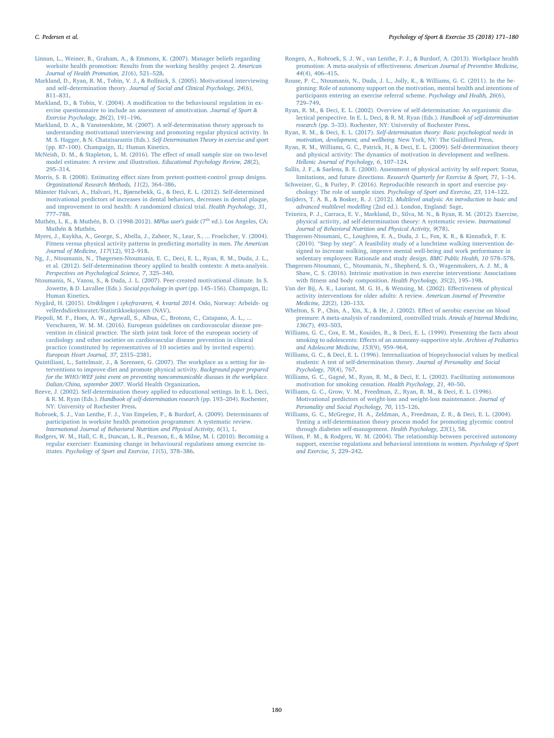Linnan, L., Weiner, B., Graham, A., & Emmons, K. (2007). Manager beliefs regarding worksite health promotion: Results from the working healthy project 2. *American Journal of Health Promotion, 21*(6), 521–528.

Markland, D., Ryan, R. M., Tobin, V. J., & Rollnick, S. (2005). Motivational interviewing and self–determination theory. *Journal of Social and Clinical Psychology, 24*(6), 811–831.

Markland, D., & Tobin, V. (2004). A modification to the behavioural regulation in exercise questionnaire to include an assessment of amotivation. *Journal of Sport & Exercise Psychology, 26*(2), 191–196.

Markland, D. A., & Vansteenkiste, M. (2007). A self-determination theory approach to understanding motivational interviewing and promoting regular physical activity. In M. S. Hagger, & N. Chatzisarantis (Eds.). *Self-Determination Theory in exercise and sport* (pp. 87–100). Champaign, IL: Human Kinetics.

McNeish, D. M., & Stapleton, L. M. (2016). The effect of small sample size on two-level model estimates: A review and illustration. *Educational Psychology Review, 28*(2), 295–314.

Morris, S. B. (2008). Estimating effect sizes from pretest-posttest-control group designs. *Organizational Research Methods, 11*(2), 364–386.

Münster Halvari, A., Halvari, H., Bjørnebekk, G., & Deci, E. L. (2012). Self-determined motivational predictors of increases in dental behaviors, decreases in dental plaque, and improvement in oral health: A randomized clinical trial. *Health Psychology, 31*, 777–788.

Muthén, L. K., & Muthén, B. O. (1998-2012). *MPlus user's guide* (7th ed.). Los Angeles, CA: Muthén & Muthén.

Myers, J., Kaykha, A., George, S., Abella, J., Zaheer, N., Lear, S., ... Froelicher, V. (2004). Fitness versus physical activity patterns in predicting mortality in men. *The American Journal of Medicine, 117*(12), 912–918.

Ng, J., Ntoumanis, N., Thøgersen-Ntoumanis, E. C., Deci, E. L., Ryan, R. M., Duda, J. L., et al. (2012). Self-determination theory applied to health contexts: A meta-analysis. *Perspectives on Psychological Science, 7*, 325–340.

Ntoumanis, N., Vazou, S., & Duda, J. L. (2007). Peer-created motivational climate. In S. Jowette, & D. Lavallee (Eds.). *Social psychology in sport* (pp. 145–156). Champaign, IL: Human Kinetics.

Nygård, H. (2015). *Utviklingen i sykefraværet, 4. kvartal 2014.* Oslo, Norway: Arbeids- og velferdsdirektoratet/Statistikkseksjonen (NAV).

Piepoli, M. F., Hoes, A. W., Agewall, S., Albus, C., Brotons, C., Catapano, A. L., ... Verschuren, W. M. M. (2016). European guidelines on cardiovascular disease prevention in clinical practice. The sixth joint task force of the european society of cardiology and other societies on cardiovascular disease prevention in clinical practice (constituted by representatives of 10 societies and by invited experts). *European Heart Journal, 37*, 2315–2381.

Quintiliani, L., Sattelmair, J., & Sorensen, G. (2007). The workplace as a setting for interventions to improve diet and promote physical activity. *Background paper prepared for the WHO/WEF joint event on preventing noncommunicable diseases in the workplace. Dalian/China, september 2007.* World Health Organization.

Reeve, J. (2002). Self-determination theory applied to educational settings. In E. L. Deci, & R. M. Ryan (Eds.). *Handbook of self-determination research* (pp. 193–204). Rochester, NY: University of Rochester Press.

Robroek, S. J., Van Lenthe, F. J., Van Empelen, P., & Burdorf, A. (2009). Determinants of participation in worksite health promotion programmes: A systematic review. *International Journal of Behavioral Nutrition and Physical Activity, 6*(1), 1.

Rodgers, W. M., Hall, C. R., Duncan, L. R., Pearson, E., & Milne, M. I. (2010). Becoming a regular exerciser: Examining change in behavioural regulations among exercise initiates. *Psychology of Sport and Exercise, 11*(5), 378–386.

Rongen, A., Robroek, S. J. W., van Lenthe, F. J., & Burdorf, A. (2013). Workplace health promotion: A meta-analysis of effectiveness. *American Journal of Preventive Medicine, 44*(4), 406–415.

Rouse, P. C., Ntoumanis, N., Duda, J. L., Jolly, K., & Williams, G. C. (2011). In the beginning: Role of autonomy support on the motivation, mental health and intentions of participants entering an exercise referral scheme. *Psychology and Health, 26*(6), 729–749.

Ryan, R. M., & Deci, E. L. (2002). Overview of self-determination: An organismic dialectical perspective. In E. L. Deci, & R. M. Ryan (Eds.). *Handbook of self-determination research* (pp. 3–33). Rochester, NY: University of Rochester Press.

Ryan, R. M., & Deci, E. L. (2017). *Self-determination theory: Basic psychological needs in motivation, development, and wellbeing.* New York, NY: The Guildford Press.

Ryan, R. M., Williams, G. C., Patrick, H., & Deci, E. L. (2009). Self-determination theory and physical activity: The dynamics of motivation in development and wellness. *Hellenic Journal of Psychology, 6*, 107–124.

Sallis, J. F., & Saelens, B. E. (2000). Assessment of physical activity by self-report: Status, limitations, and future directions. *Research Quarterly for Exercise & Sport, 71*, 1–14.

Schweizer, G., & Furley, P. (2016). Reproducible research in sport and exercise psychology: The role of sample sizes. *Psychology of Sport and Exercise, 23*, 114–122.

Snijders, T. A. B., & Bosker, R. J. (2012). *Multilevel analysis: An introduction to basic and advanced multilevel modelling* (2nd ed.). London, England: Sage.

Teixeira, P. J., Carraca, E. V., Markland, D., Silva, M. N., & Ryan, R. M. (2012). Exercise, physical activity, ad self-determination theory: A systematic review. *International Journal of Behavioral Nutrition and Physical Activity, 9*(78).

Thøgersen-Ntoumani, C., Loughren, E. A., Duda, J. L., Fox, K. R., & Kinnafick, F. E. (2010). "Step by step". A feasibility study of a lunchtime walking intervention designed to increase walking, improve mental well-being and work performance in sedentary employees: Rationale and study design. *BMC Public Health, 10* 578–578.

Thøgersen-Ntoumani, C., Ntoumanis, N., Shepherd, S. O., Wagenmakers, A. J. M., & Shaw, C. S. (2016). Intrinsic motivation in two exercise interventions: Associations with fitness and body composition. *Health Psychology, 35*(2), 195–198.

Van der Bij, A. K., Laurant, M. G. H., & Wensing, M. (2002). Effectiveness of physical activity interventions for older adults: A review. *American Journal of Preventive Medicine, 22*(2), 120–133.

Whelton, S. P., Chin, A., Xin, X., & He, J. (2002). Effect of aerobic exercise on blood pressure: A meta-analysis of randomized, controlled trials. *Annals of Internal Medicine, 136*(7), 493–503.

Williams, G. C., Cox, E. M., Kouides, R., & Deci, E. L. (1999). Presenting the facts about smoking to adolescents: Effects of an autonomy-supportive style. *Archives of Pediatrics and Adolescent Medicine, 153*(9), 959–964.

Williams, G. C., & Deci, E. L. (1996). Internalization of biopsychosocial values by medical students: A test of self-determination theory. *Journal of Personality and Social Psychology, 70*(4), 767.

Williams, G. C., Gagné, M., Ryan, R. M., & Deci, E. L. (2002). Facilitating autonomous motivation for smoking cessation. *Health Psychology, 21*, 40–50.

Williams, G. C., Grow, V. M., Freedman, Z., Ryan, R. M., & Deci, E. L. (1996). Motivational predictors of weight-loss and weight-loss maintenance. *Journal of Personality and Social Psychology, 70*, 115–126.

Williams, G. C., McGregor, H. A., Zeldman, A., Freedman, Z. R., & Deci, E. L. (2004). Testing a self-determination theory process model for promoting glycemic control through diabetes self-management. *Health Psychology, 23*(1), 58.

Wilson, P. M., & Rodgers, W. M. (2004). The relationship between perceived autonomy support, exercise regulations and behavioral intentions in women. *Psychology of Sport and Exercise, 5*, 229–242.